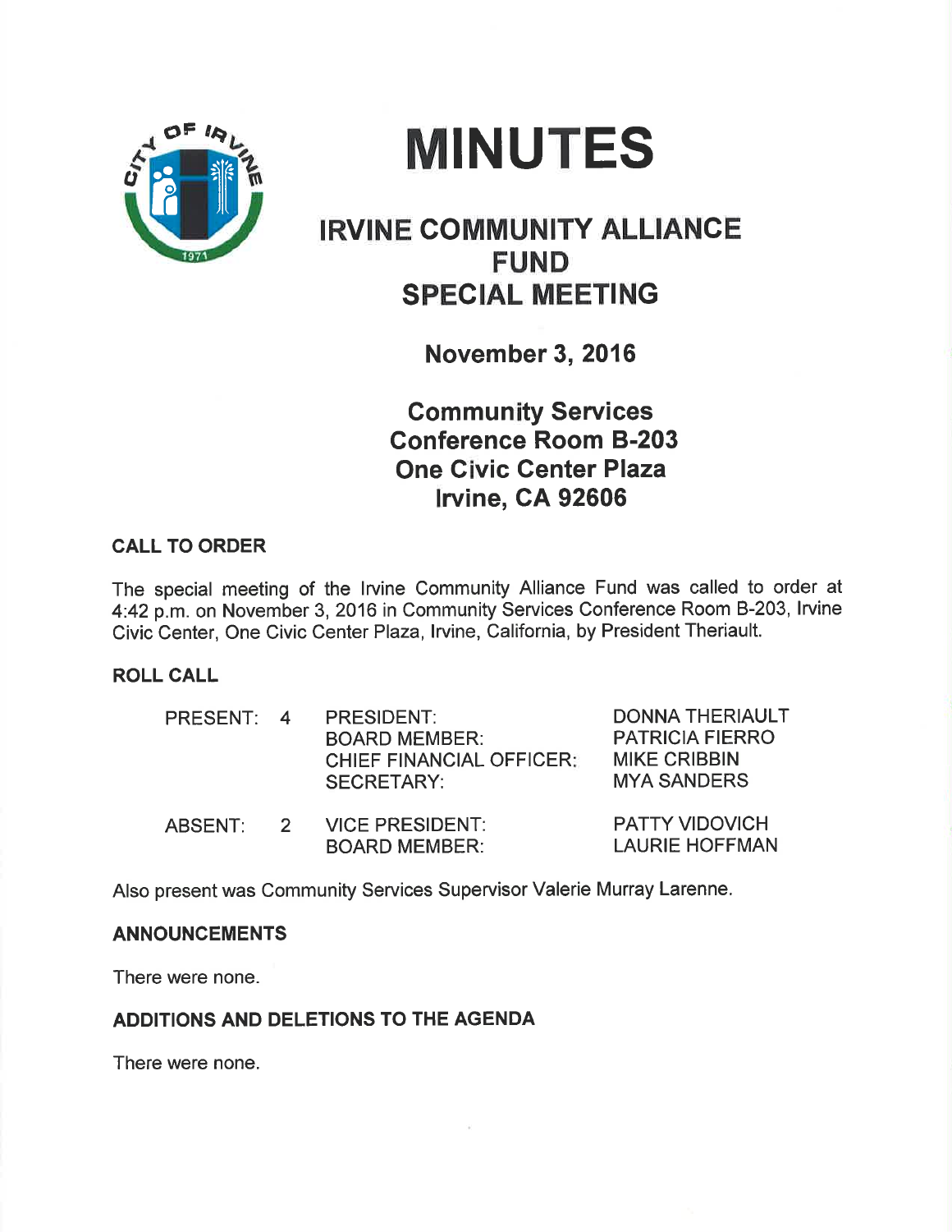# MINUTES

## IRVINE COMMUNITY ALLIANCE FUND SPECIAL MEETING

**November 3, 2016**

**Community Services Conference Room B-203**
**One Civic Center Plaza**
**Irvine, CA 92606**

### CALL TO ORDER

The special meeting of the Irvine Community Alliance Fund was called to order at 4:42 p.m. on November 3, 2016 in Community Services Conference Room B-203, Irvine Civic Center, One Civic Center Plaza, Irvine, California, by President Theriault.

### ROLL CALL

| | | | |
|---|---|---|---|
| PRESENT: | 4 | PRESIDENT: | DONNA THERIAULT |
| | | BOARD MEMBER: | PATRICIA FIERRO |
| | | CHIEF FINANCIAL OFFICER: | MIKE CRIBBIN |
| | | SECRETARY: | MYA SANDERS |
| ABSENT: | 2 | VICE PRESIDENT: | PATTY VIDOVICH |
| | | BOARD MEMBER: | LAURIE HOFFMAN |

Also present was Community Services Supervisor Valerie Murray Larenne.

### ANNOUNCEMENTS

There were none.

### ADDITIONS AND DELETIONS TO THE AGENDA

There were none.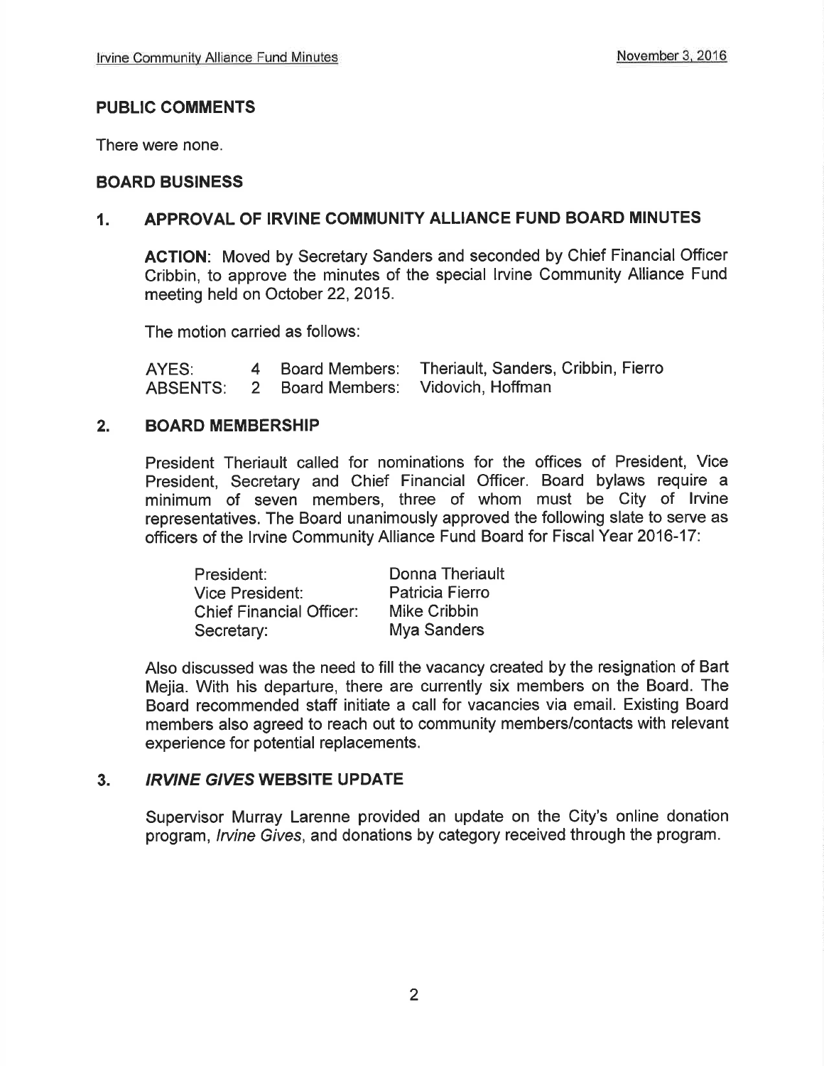## PUBLIC COMMENTS

There were none.

## BOARD BUSINESS

### 1. APPROVAL OF IRVINE COMMUNITY ALLIANCE FUND BOARD MINUTES

**ACTION**: Moved by Secretary Sanders and seconded by Chief Financial Officer Cribbin, to approve the minutes of the special Irvine Community Alliance Fund meeting held on October 22, 2015.

The motion carried as follows:

| | | | |
|---|---|---|---|
| AYES: | 4 | Board Members: | Theriault, Sanders, Cribbin, Fierro |
| ABSENTS: | 2 | Board Members: | Vidovich, Hoffman |

### 2. BOARD MEMBERSHIP

President Theriault called for nominations for the offices of President, Vice President, Secretary and Chief Financial Officer. Board bylaws require a minimum of seven members, three of whom must be City of Irvine representatives. The Board unanimously approved the following slate to serve as officers of the Irvine Community Alliance Fund Board for Fiscal Year 2016-17:

| | |
|---|---|
| President: | Donna Theriault |
| Vice President: | Patricia Fierro |
| Chief Financial Officer: | Mike Cribbin |
| Secretary: | Mya Sanders |

Also discussed was the need to fill the vacancy created by the resignation of Bart Mejia. With his departure, there are currently six members on the Board. The Board recommended staff initiate a call for vacancies via email. Existing Board members also agreed to reach out to community members/contacts with relevant experience for potential replacements.

### 3. *IRVINE GIVES* WEBSITE UPDATE

Supervisor Murray Larenne provided an update on the City's online donation program, *Irvine Gives*, and donations by category received through the program.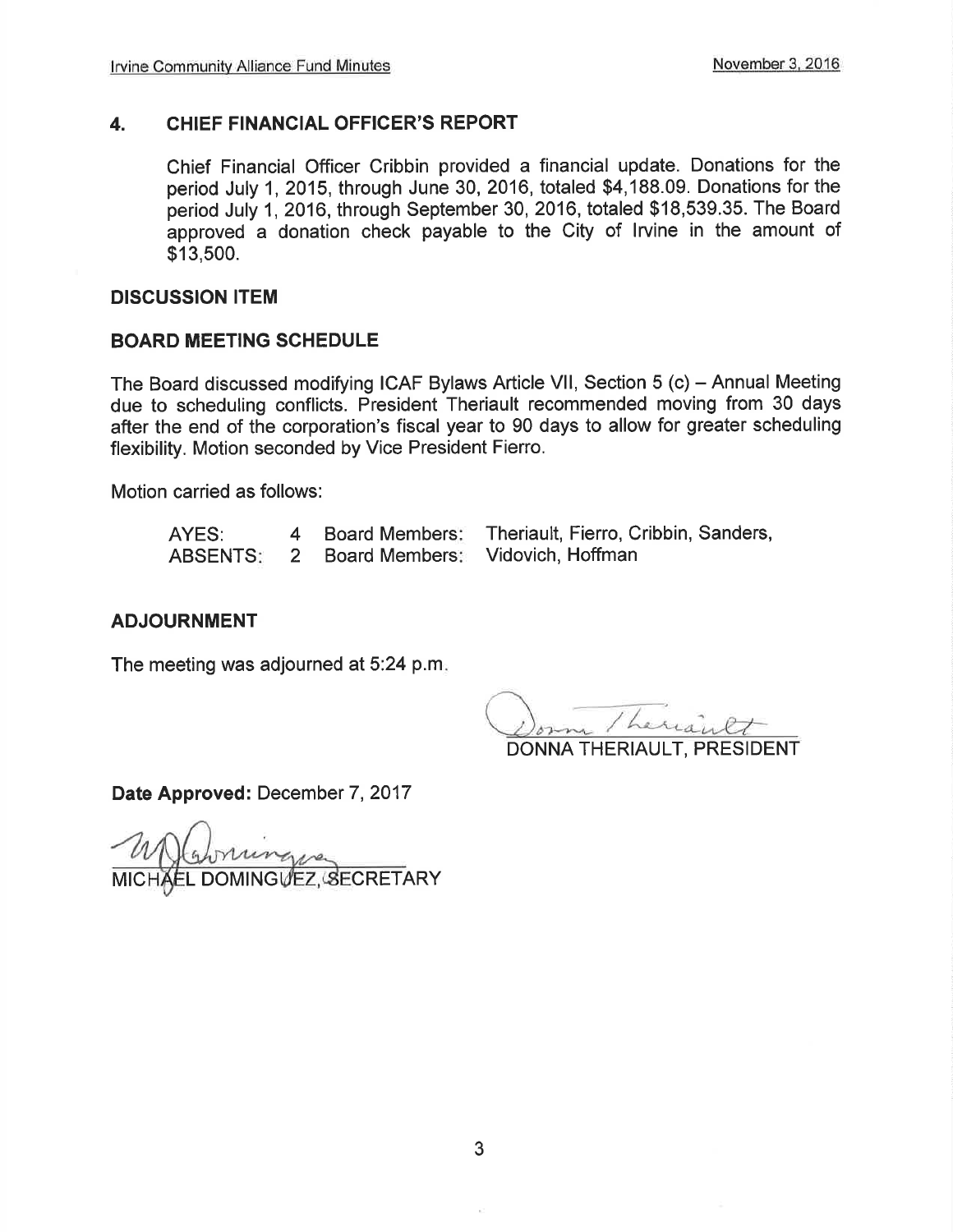## 4. CHIEF FINANCIAL OFFICER'S REPORT

Chief Financial Officer Cribbin provided a financial update. Donations for the period July 1, 2015, through June 30, 2016, totaled $4,188.09. Donations for the period July 1, 2016, through September 30, 2016, totaled $18,539.35. The Board approved a donation check payable to the City of Irvine in the amount of $13,500.

## DISCUSSION ITEM

## BOARD MEETING SCHEDULE

The Board discussed modifying ICAF Bylaws Article VII, Section 5 (c) – Annual Meeting due to scheduling conflicts. President Theriault recommended moving from 30 days after the end of the corporation's fiscal year to 90 days to allow for greater scheduling flexibility. Motion seconded by Vice President Fierro.

Motion carried as follows:

| | | | |
|---|---|---|---|
| AYES: | 4 | Board Members: | Theriault, Fierro, Cribbin, Sanders, |
| ABSENTS: | 2 | Board Members: | Vidovich, Hoffman |

## ADJOURNMENT

The meeting was adjourned at 5:24 p.m.

DONNA THERIAULT, PRESIDENT

**Date Approved:** December 7, 2017

MICHAEL DOMINGUEZ, SECRETARY